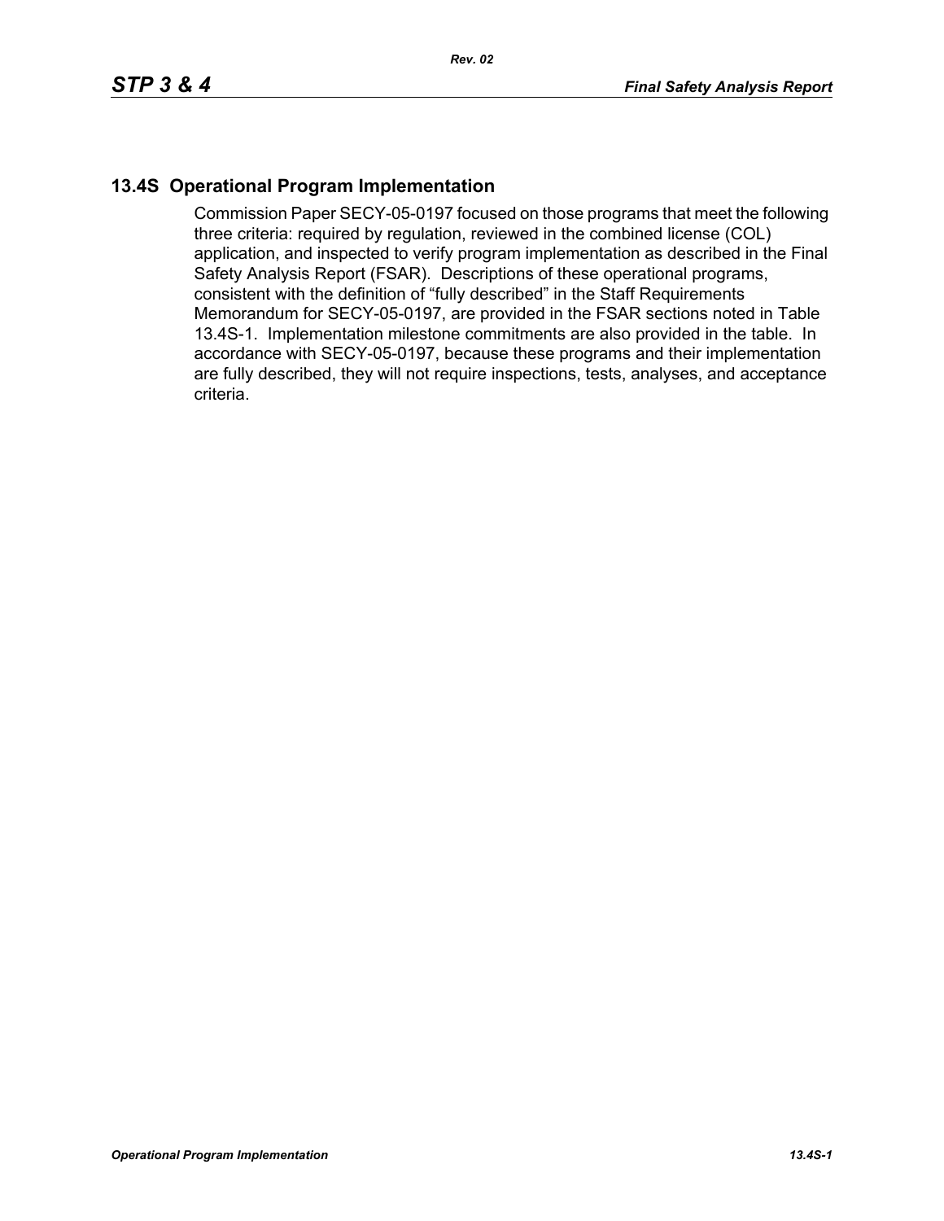## 13.4S Operational Program Implementation

Commission Paper SECY-05-0197 focused on those programs that meet the following three criteria: required by regulation, reviewed in the combined license (COL) application, and inspected to verify program implementation as described in the Final Safety Analysis Report (FSAR). Descriptions of these operational programs, consistent with the definition of "fully described" in the Staff Requirements Memorandum for SECY-05-0197, are provided in the FSAR sections noted in Table 13.4S-1. Implementation milestone commitments are also provided in the table. In accordance with SECY-05-0197, because these programs and their implementation are fully described, they will not require inspections, tests, analyses, and acceptance criteria.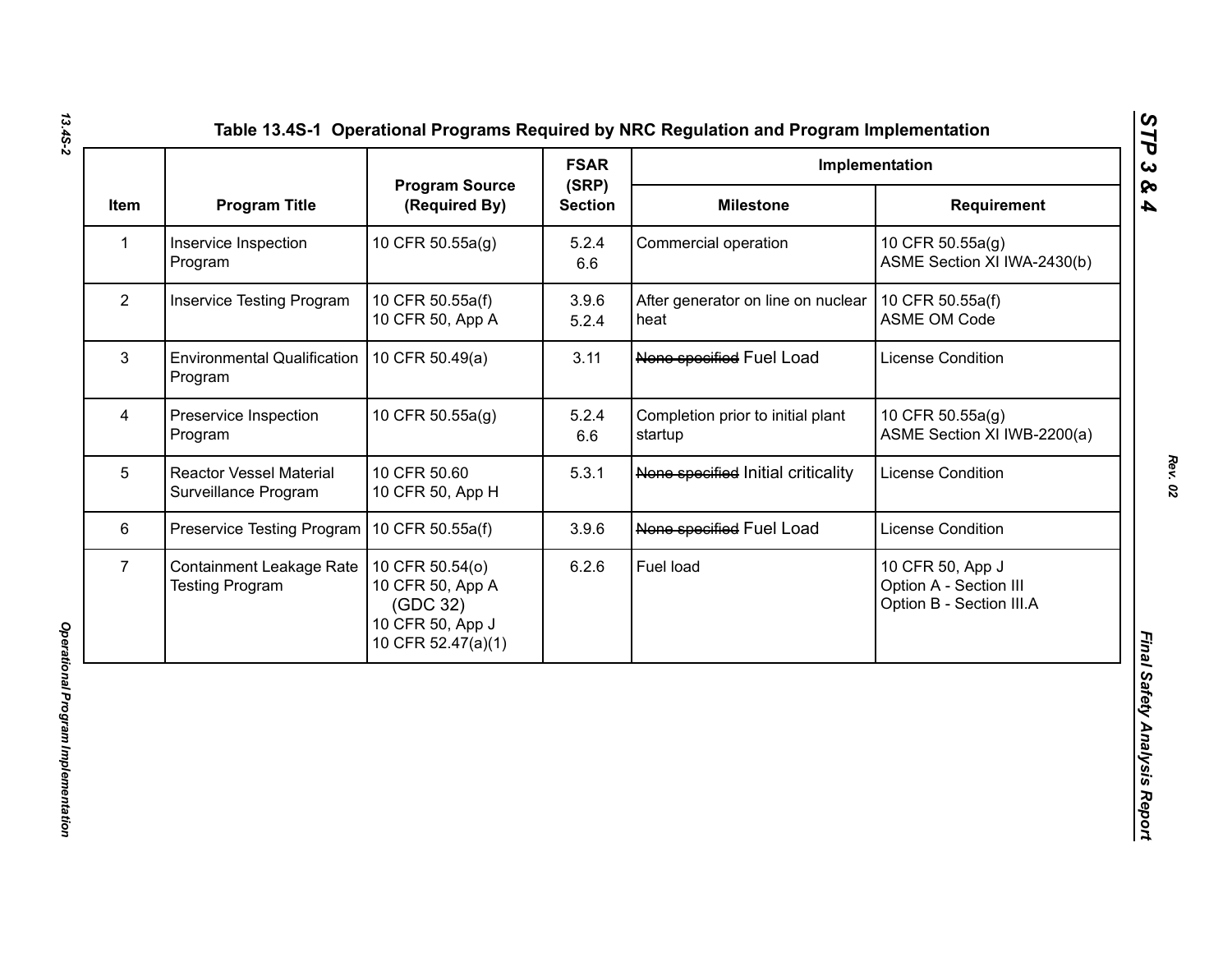Table 13.4S-1 Operational Programs Required by NRC Regulation and Program Implementation

| Item | Program Title | Program Source (Required By) | FSAR (SRP) Section | Implementation | |
|---|---|---|---|---|---|
| | | | | Milestone | Requirement |
| 1 | Inservice Inspection Program | 10 CFR 50.55a(g) | 5.2.4<br>6.6 | Commercial operation | 10 CFR 50.55a(g)<br>ASME Section XI IWA-2430(b) |
| 2 | Inservice Testing Program | 10 CFR 50.55a(f)<br>10 CFR 50, App A | 3.9.6<br>5.2.4 | After generator on line on nuclear heat | 10 CFR 50.55a(f)<br>ASME OM Code |
| 3 | Environmental Qualification Program | 10 CFR 50.49(a) | 3.11 | ~~None specified~~ Fuel Load | License Condition |
| 4 | Preservice Inspection Program | 10 CFR 50.55a(g) | 5.2.4<br>6.6 | Completion prior to initial plant startup | 10 CFR 50.55a(g)<br>ASME Section XI IWB-2200(a) |
| 5 | Reactor Vessel Material Surveillance Program | 10 CFR 50.60<br>10 CFR 50, App H | 5.3.1 | ~~None specified~~ Initial criticality | License Condition |
| 6 | Preservice Testing Program | 10 CFR 50.55a(f) | 3.9.6 | ~~None specified~~ Fuel Load | License Condition |
| 7 | Containment Leakage Rate Testing Program | 10 CFR 50.54(o)<br>10 CFR 50, App A (GDC 32)<br>10 CFR 50, App J<br>10 CFR 52.47(a)(1) | 6.2.6 | Fuel load | 10 CFR 50, App J<br>Option A - Section III<br>Option B - Section III.A |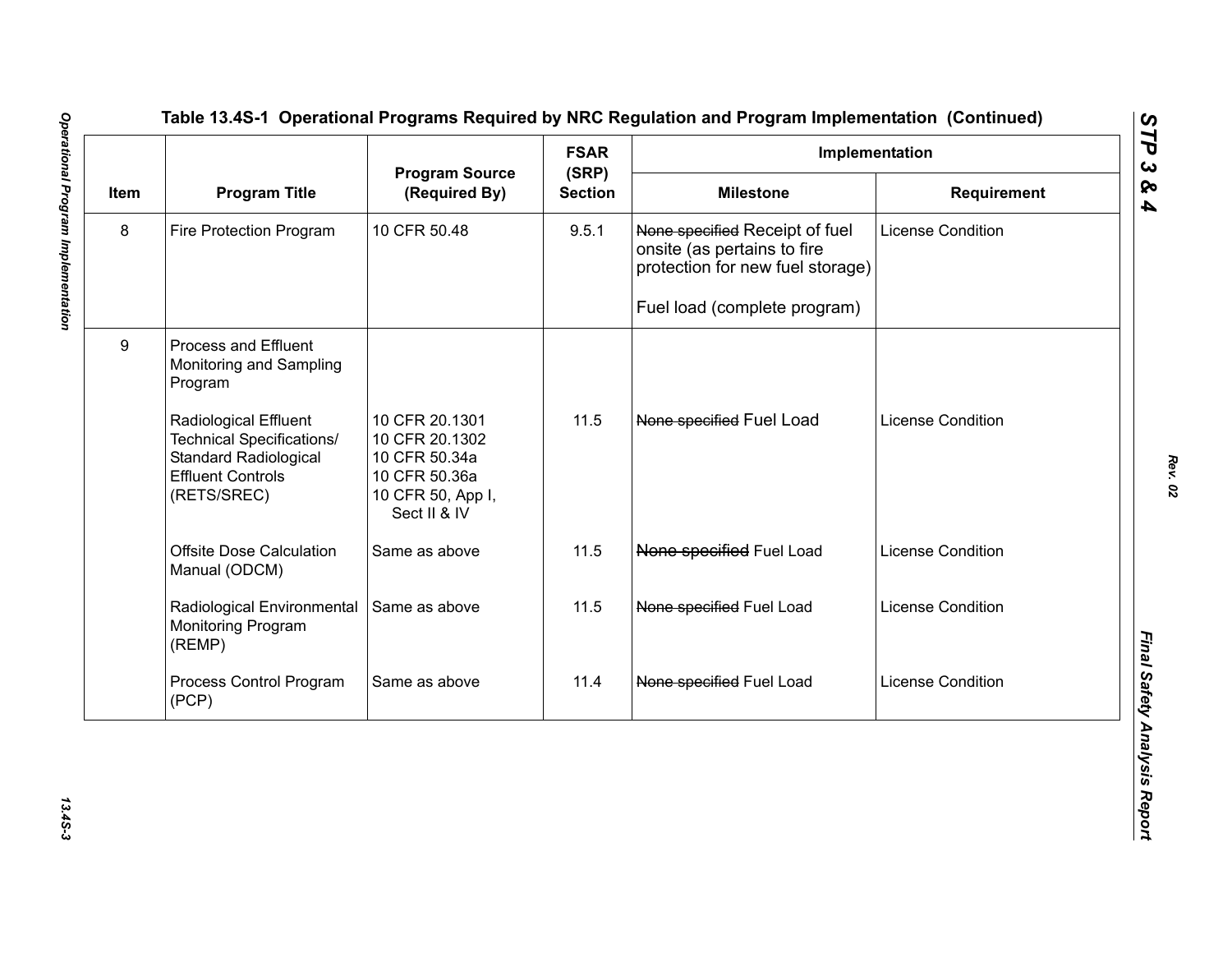Table 13.4S-1 Operational Programs Required by NRC Regulation and Program Implementation (Continued)

| Item | Program Title | Program Source (Required By) | FSAR (SRP) Section | Implementation | |
|---|---|---|---|---|---|
| | | | | Milestone | Requirement |
| 8 | Fire Protection Program | 10 CFR 50.48 | 9.5.1 | ~~None specified~~ Receipt of fuel onsite (as pertains to fire protection for new fuel storage)<br><br>Fuel load (complete program) | License Condition |
| 9 | Process and Effluent Monitoring and Sampling Program | | | | |
| | Radiological Effluent Technical Specifications/ Standard Radiological Effluent Controls (RETS/SREC) | 10 CFR 20.1301<br>10 CFR 20.1302<br>10 CFR 50.34a<br>10 CFR 50.36a<br>10 CFR 50, App I, Sect II & IV | 11.5 | ~~None specified~~ Fuel Load | License Condition |
| | Offsite Dose Calculation Manual (ODCM) | Same as above | 11.5 | ~~None specified~~ Fuel Load | License Condition |
| | Radiological Environmental Monitoring Program (REMP) | Same as above | 11.5 | ~~None specified~~ Fuel Load | License Condition |
| | Process Control Program (PCP) | Same as above | 11.4 | ~~None specified~~ Fuel Load | License Condition |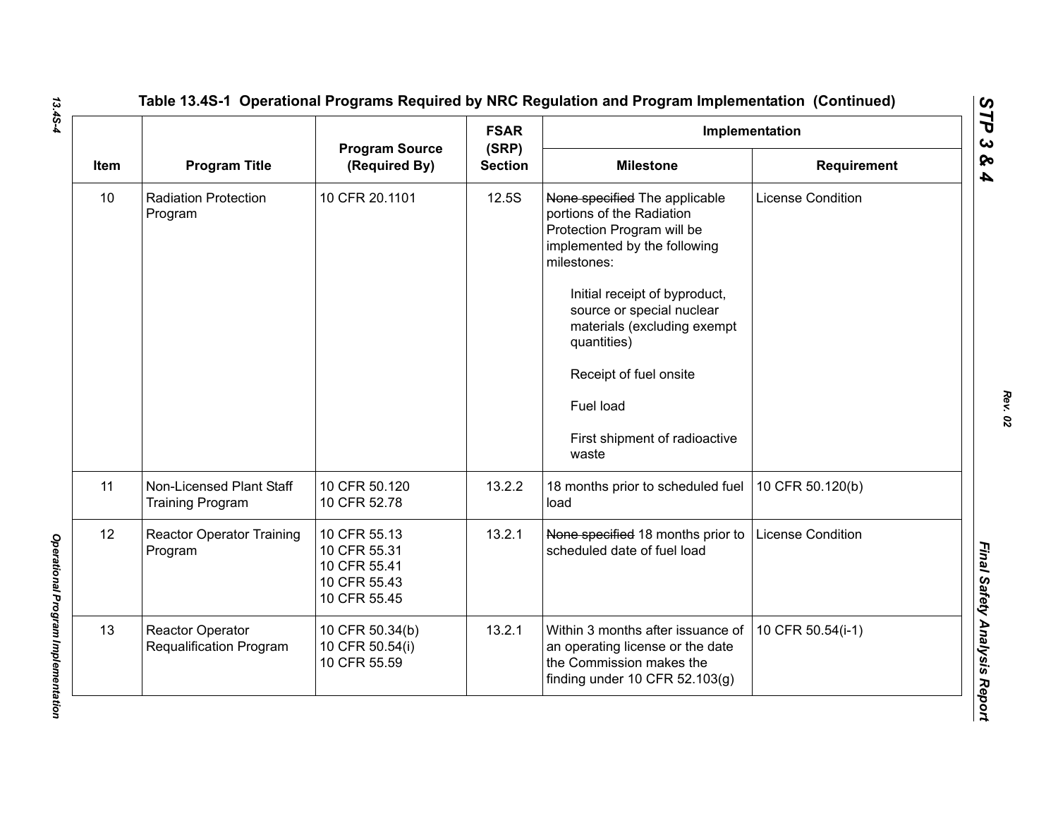# Table 13.4S-1 Operational Programs Required by NRC Regulation and Program Implementation (Continued)

| Item | Program Title | Program Source (Required By) | FSAR (SRP) Section | Implementation | |
|---|---|---|---|---|---|
| | | | | Milestone | Requirement |
| 10 | Radiation Protection Program | 10 CFR 20.1101 | 12.5S | ~~None specified~~ The applicable portions of the Radiation Protection Program will be implemented by the following milestones:<br><br>Initial receipt of byproduct, source or special nuclear materials (excluding exempt quantities)<br><br>Receipt of fuel onsite<br><br>Fuel load<br><br>First shipment of radioactive waste | License Condition |
| 11 | Non-Licensed Plant Staff Training Program | 10 CFR 50.120<br>10 CFR 52.78 | 13.2.2 | 18 months prior to scheduled fuel load | 10 CFR 50.120(b) |
| 12 | Reactor Operator Training Program | 10 CFR 55.13<br>10 CFR 55.31<br>10 CFR 55.41<br>10 CFR 55.43<br>10 CFR 55.45 | 13.2.1 | ~~None specified~~ 18 months prior to scheduled date of fuel load | License Condition |
| 13 | Reactor Operator Requalification Program | 10 CFR 50.34(b)<br>10 CFR 50.54(i)<br>10 CFR 55.59 | 13.2.1 | Within 3 months after issuance of an operating license or the date the Commission makes the finding under 10 CFR 52.103(g) | 10 CFR 50.54(i-1) |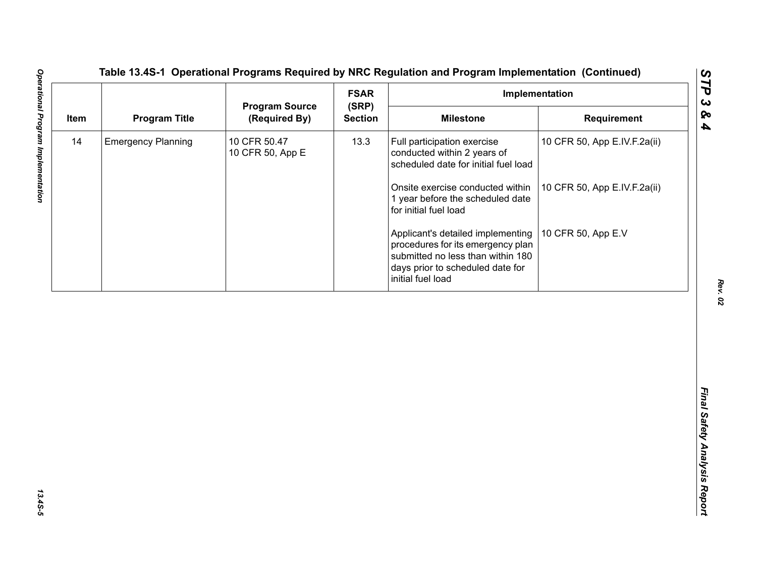**Table 13.4S-1 Operational Programs Required by NRC Regulation and Program Implementation (Continued)**

| Item | Program Title | Program Source (Required By) | FSAR (SRP) Section | Implementation | |
|---|---|---|---|---|---|
| | | | | Milestone | Requirement |
| 14 | Emergency Planning | 10 CFR 50.47<br>10 CFR 50, App E | 13.3 | Full participation exercise conducted within 2 years of scheduled date for initial fuel load | 10 CFR 50, App E.IV.F.2a(ii) |
| | | | | Onsite exercise conducted within 1 year before the scheduled date for initial fuel load | 10 CFR 50, App E.IV.F.2a(ii) |
| | | | | Applicant's detailed implementing procedures for its emergency plan submitted no less than within 180 days prior to scheduled date for initial fuel load | 10 CFR 50, App E.V |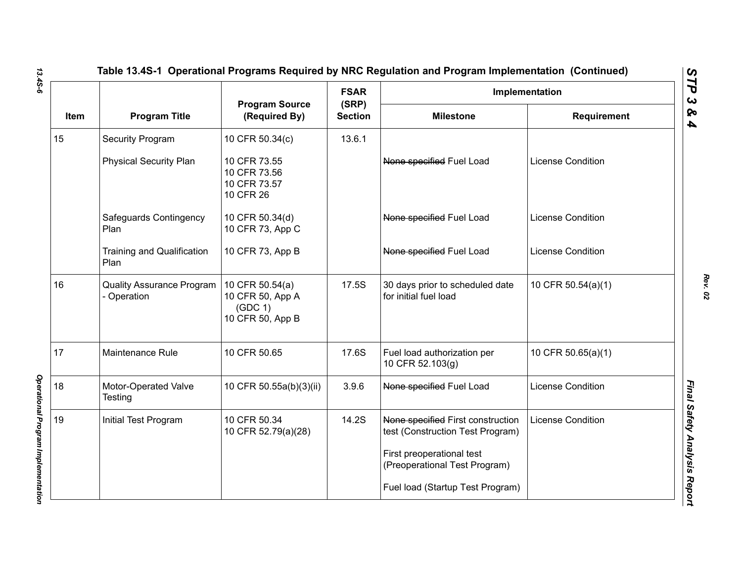**Table 13.4S-1 Operational Programs Required by NRC Regulation and Program Implementation (Continued)**

| Item | Program Title | Program Source (Required By) | FSAR (SRP) Section | Implementation | |
|---|---|---|---|---|---|
| | | | | Milestone | Requirement |
| 15 | Security Program | 10 CFR 50.34(c) | 13.6.1 | | |
| | Physical Security Plan | 10 CFR 73.55<br>10 CFR 73.56<br>10 CFR 73.57<br>10 CFR 26 | | ~~None specified~~ Fuel Load | License Condition |
| | Safeguards Contingency Plan | 10 CFR 50.34(d)<br>10 CFR 73, App C | | ~~None specified~~ Fuel Load | License Condition |
| | Training and Qualification Plan | 10 CFR 73, App B | | ~~None specified~~ Fuel Load | License Condition |
| 16 | Quality Assurance Program - Operation | 10 CFR 50.54(a)<br>10 CFR 50, App A (GDC 1)<br>10 CFR 50, App B | 17.5S | 30 days prior to scheduled date for initial fuel load | 10 CFR 50.54(a)(1) |
| 17 | Maintenance Rule | 10 CFR 50.65 | 17.6S | Fuel load authorization per 10 CFR 52.103(g) | 10 CFR 50.65(a)(1) |
| 18 | Motor-Operated Valve Testing | 10 CFR 50.55a(b)(3)(ii) | 3.9.6 | ~~None specified~~ Fuel Load | License Condition |
| 19 | Initial Test Program | 10 CFR 50.34<br>10 CFR 52.79(a)(28) | 14.2S | ~~None specified~~ First construction test (Construction Test Program)<br><br>First preoperational test (Preoperational Test Program)<br><br>Fuel load (Startup Test Program) | License Condition |